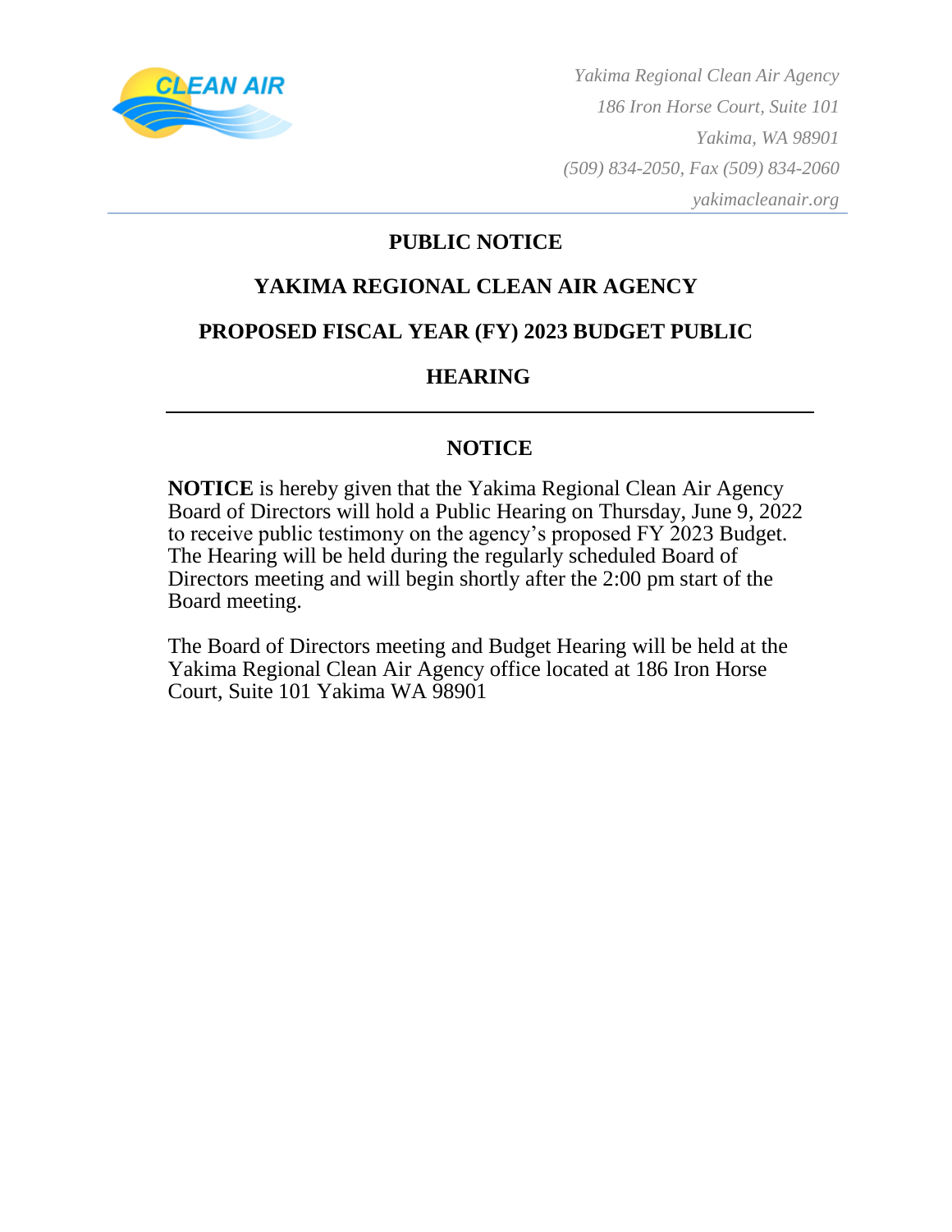*Yakima Regional Clean Air Agency*
*186 Iron Horse Court, Suite 101*
*Yakima, WA 98901*
*(509) 834-2050, Fax (509) 834-2060*
*yakimacleanair.org*

# PUBLIC NOTICE

# YAKIMA REGIONAL CLEAN AIR AGENCY

# PROPOSED FISCAL YEAR (FY) 2023 BUDGET PUBLIC HEARING

---

## NOTICE

**NOTICE** is hereby given that the Yakima Regional Clean Air Agency Board of Directors will hold a Public Hearing on Thursday, June 9, 2022 to receive public testimony on the agency's proposed FY 2023 Budget. The Hearing will be held during the regularly scheduled Board of Directors meeting and will begin shortly after the 2:00 pm start of the Board meeting.

The Board of Directors meeting and Budget Hearing will be held at the Yakima Regional Clean Air Agency office located at 186 Iron Horse Court, Suite 101 Yakima WA 98901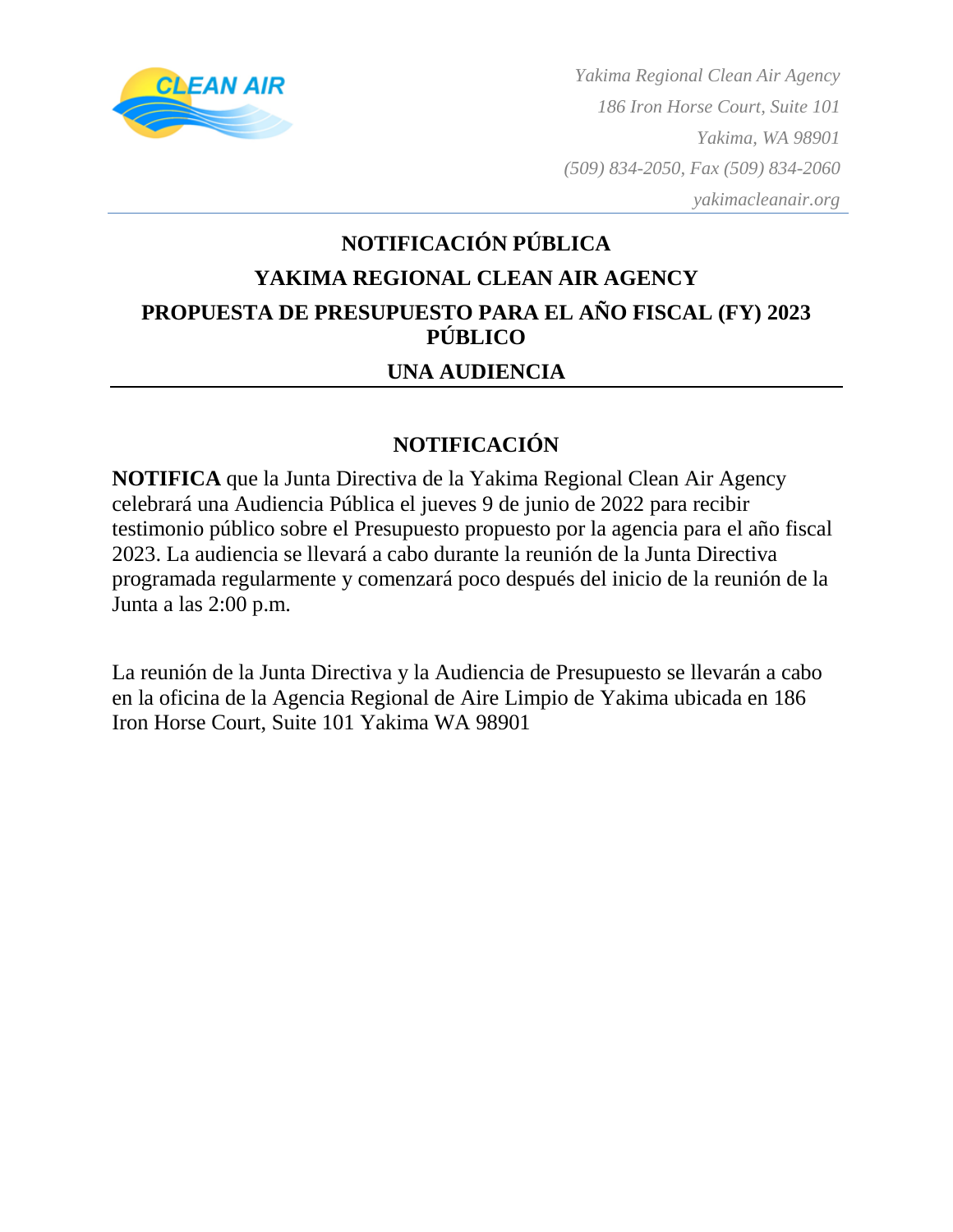CLEAN AIR

*Yakima Regional Clean Air Agency*
*186 Iron Horse Court, Suite 101*
*Yakima, WA 98901*
*(509) 834-2050, Fax (509) 834-2060*
*yakimacleanair.org*

# NOTIFICACIÓN PÚBLICA

# YAKIMA REGIONAL CLEAN AIR AGENCY

# PROPUESTA DE PRESUPUESTO PARA EL AÑO FISCAL (FY) 2023 PÚBLICO

# UNA AUDIENCIA

## NOTIFICACIÓN

**NOTIFICA** que la Junta Directiva de la Yakima Regional Clean Air Agency celebrará una Audiencia Pública el jueves 9 de junio de 2022 para recibir testimonio público sobre el Presupuesto propuesto por la agencia para el año fiscal 2023. La audiencia se llevará a cabo durante la reunión de la Junta Directiva programada regularmente y comenzará poco después del inicio de la reunión de la Junta a las 2:00 p.m.

La reunión de la Junta Directiva y la Audiencia de Presupuesto se llevarán a cabo en la oficina de la Agencia Regional de Aire Limpio de Yakima ubicada en 186 Iron Horse Court, Suite 101 Yakima WA 98901